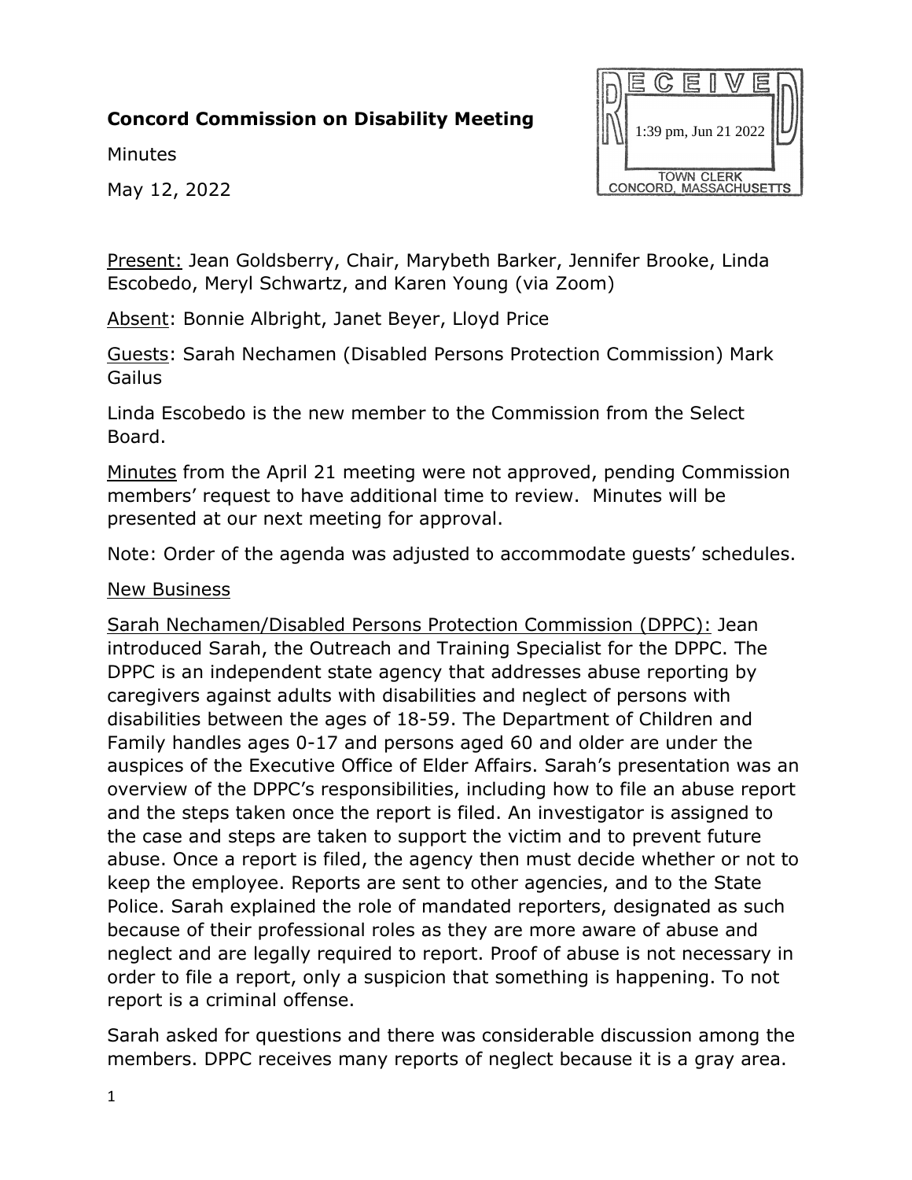**Concord Commission on Disability Meeting**

Minutes

May 12, 2022

RECEIVED
1:39 pm, Jun 21 2022
TOWN CLERK
CONCORD, MASSACHUSETTS

Present: Jean Goldsberry, Chair, Marybeth Barker, Jennifer Brooke, Linda Escobedo, Meryl Schwartz, and Karen Young (via Zoom)

Absent: Bonnie Albright, Janet Beyer, Lloyd Price

Guests: Sarah Nechamen (Disabled Persons Protection Commission) Mark Gailus

Linda Escobedo is the new member to the Commission from the Select Board.

Minutes from the April 21 meeting were not approved, pending Commission members' request to have additional time to review. Minutes will be presented at our next meeting for approval.

Note: Order of the agenda was adjusted to accommodate guests' schedules.

New Business

Sarah Nechamen/Disabled Persons Protection Commission (DPPC): Jean introduced Sarah, the Outreach and Training Specialist for the DPPC. The DPPC is an independent state agency that addresses abuse reporting by caregivers against adults with disabilities and neglect of persons with disabilities between the ages of 18-59. The Department of Children and Family handles ages 0-17 and persons aged 60 and older are under the auspices of the Executive Office of Elder Affairs. Sarah's presentation was an overview of the DPPC's responsibilities, including how to file an abuse report and the steps taken once the report is filed. An investigator is assigned to the case and steps are taken to support the victim and to prevent future abuse. Once a report is filed, the agency then must decide whether or not to keep the employee. Reports are sent to other agencies, and to the State Police. Sarah explained the role of mandated reporters, designated as such because of their professional roles as they are more aware of abuse and neglect and are legally required to report. Proof of abuse is not necessary in order to file a report, only a suspicion that something is happening. To not report is a criminal offense.

Sarah asked for questions and there was considerable discussion among the members. DPPC receives many reports of neglect because it is a gray area.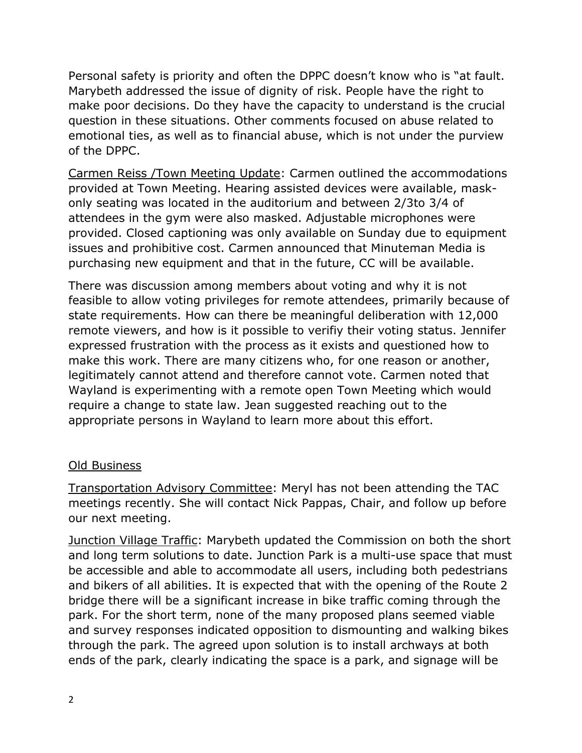Personal safety is priority and often the DPPC doesn't know who is "at fault. Marybeth addressed the issue of dignity of risk. People have the right to make poor decisions. Do they have the capacity to understand is the crucial question in these situations. Other comments focused on abuse related to emotional ties, as well as to financial abuse, which is not under the purview of the DPPC.

<u>Carmen Reiss /Town Meeting Update</u>: Carmen outlined the accommodations provided at Town Meeting. Hearing assisted devices were available, mask-only seating was located in the auditorium and between 2/3to 3/4 of attendees in the gym were also masked. Adjustable microphones were provided. Closed captioning was only available on Sunday due to equipment issues and prohibitive cost. Carmen announced that Minuteman Media is purchasing new equipment and that in the future, CC will be available.

There was discussion among members about voting and why it is not feasible to allow voting privileges for remote attendees, primarily because of state requirements. How can there be meaningful deliberation with 12,000 remote viewers, and how is it possible to verifiy their voting status. Jennifer expressed frustration with the process as it exists and questioned how to make this work. There are many citizens who, for one reason or another, legitimately cannot attend and therefore cannot vote. Carmen noted that Wayland is experimenting with a remote open Town Meeting which would require a change to state law. Jean suggested reaching out to the appropriate persons in Wayland to learn more about this effort.

<u>Old Business</u>

<u>Transportation Advisory Committee</u>: Meryl has not been attending the TAC meetings recently. She will contact Nick Pappas, Chair, and follow up before our next meeting.

<u>Junction Village Traffic</u>: Marybeth updated the Commission on both the short and long term solutions to date. Junction Park is a multi-use space that must be accessible and able to accommodate all users, including both pedestrians and bikers of all abilities. It is expected that with the opening of the Route 2 bridge there will be a significant increase in bike traffic coming through the park. For the short term, none of the many proposed plans seemed viable and survey responses indicated opposition to dismounting and walking bikes through the park. The agreed upon solution is to install archways at both ends of the park, clearly indicating the space is a park, and signage will be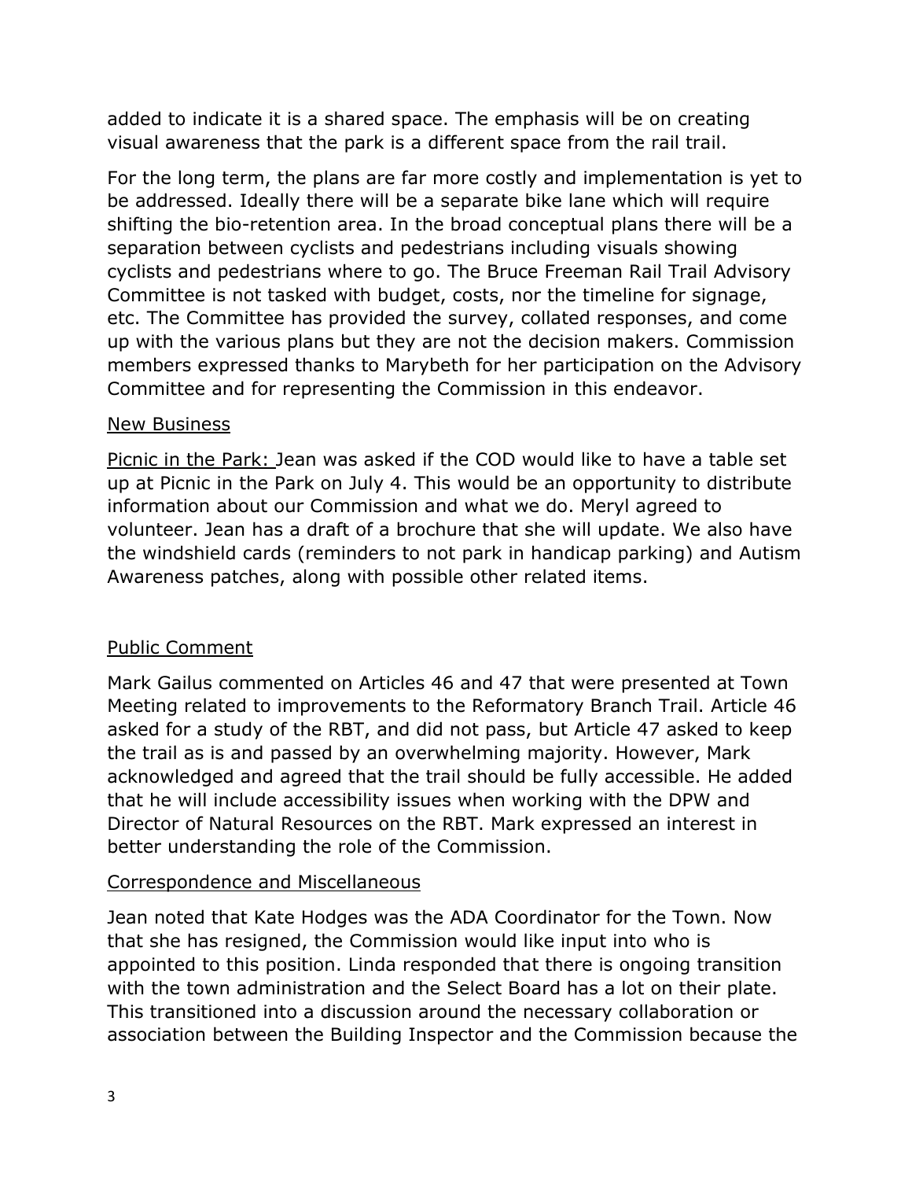added to indicate it is a shared space. The emphasis will be on creating visual awareness that the park is a different space from the rail trail.

For the long term, the plans are far more costly and implementation is yet to be addressed. Ideally there will be a separate bike lane which will require shifting the bio-retention area. In the broad conceptual plans there will be a separation between cyclists and pedestrians including visuals showing cyclists and pedestrians where to go. The Bruce Freeman Rail Trail Advisory Committee is not tasked with budget, costs, nor the timeline for signage, etc. The Committee has provided the survey, collated responses, and come up with the various plans but they are not the decision makers. Commission members expressed thanks to Marybeth for her participation on the Advisory Committee and for representing the Commission in this endeavor.

New Business

Picnic in the Park: Jean was asked if the COD would like to have a table set up at Picnic in the Park on July 4. This would be an opportunity to distribute information about our Commission and what we do. Meryl agreed to volunteer. Jean has a draft of a brochure that she will update. We also have the windshield cards (reminders to not park in handicap parking) and Autism Awareness patches, along with possible other related items.

Public Comment

Mark Gailus commented on Articles 46 and 47 that were presented at Town Meeting related to improvements to the Reformatory Branch Trail. Article 46 asked for a study of the RBT, and did not pass, but Article 47 asked to keep the trail as is and passed by an overwhelming majority. However, Mark acknowledged and agreed that the trail should be fully accessible. He added that he will include accessibility issues when working with the DPW and Director of Natural Resources on the RBT. Mark expressed an interest in better understanding the role of the Commission.

Correspondence and Miscellaneous

Jean noted that Kate Hodges was the ADA Coordinator for the Town. Now that she has resigned, the Commission would like input into who is appointed to this position. Linda responded that there is ongoing transition with the town administration and the Select Board has a lot on their plate. This transitioned into a discussion around the necessary collaboration or association between the Building Inspector and the Commission because the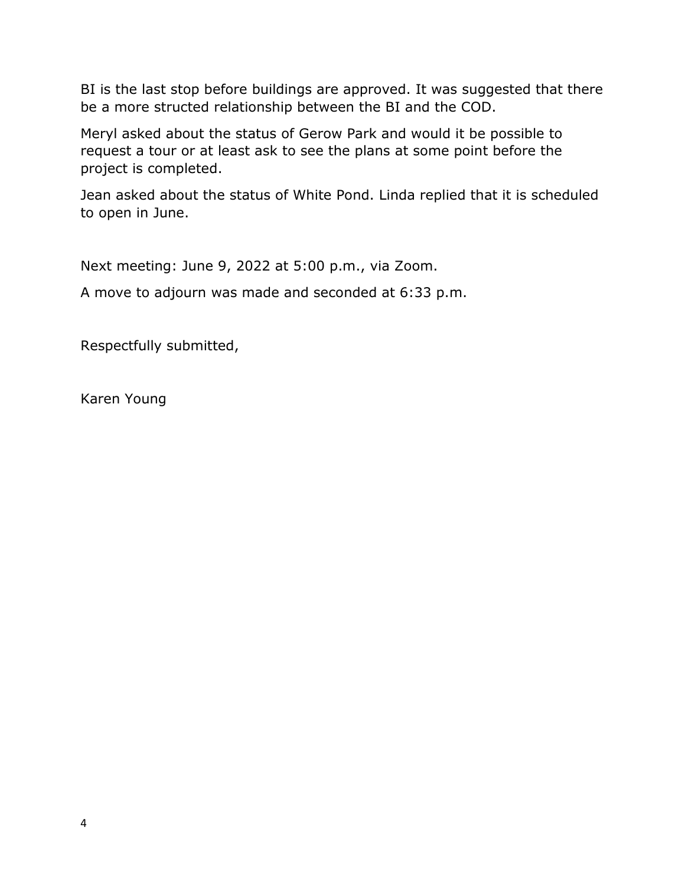BI is the last stop before buildings are approved. It was suggested that there be a more structed relationship between the BI and the COD.

Meryl asked about the status of Gerow Park and would it be possible to request a tour or at least ask to see the plans at some point before the project is completed.

Jean asked about the status of White Pond. Linda replied that it is scheduled to open in June.

Next meeting: June 9, 2022 at 5:00 p.m., via Zoom.

A move to adjourn was made and seconded at 6:33 p.m.

Respectfully submitted,

Karen Young